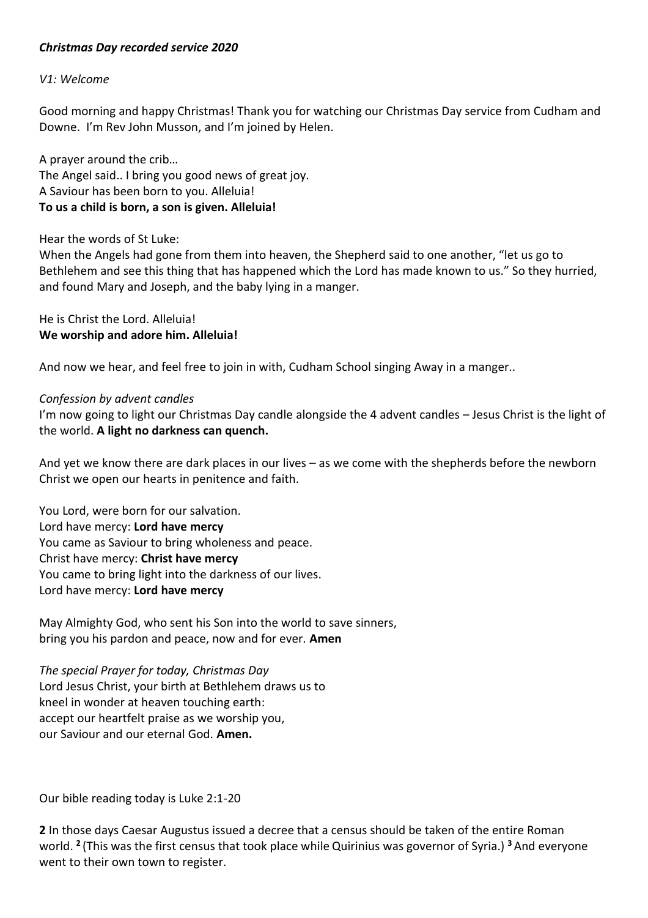***Christmas Day recorded service 2020***

*V1: Welcome*

Good morning and happy Christmas! Thank you for watching our Christmas Day service from Cudham and Downe. I'm Rev John Musson, and I'm joined by Helen.

A prayer around the crib…
The Angel said.. I bring you good news of great joy.
A Saviour has been born to you. Alleluia!
**To us a child is born, a son is given. Alleluia!**

Hear the words of St Luke:
When the Angels had gone from them into heaven, the Shepherd said to one another, "let us go to Bethlehem and see this thing that has happened which the Lord has made known to us." So they hurried, and found Mary and Joseph, and the baby lying in a manger.

He is Christ the Lord. Alleluia!
**We worship and adore him. Alleluia!**

And now we hear, and feel free to join in with, Cudham School singing Away in a manger..

*Confession by advent candles*
I'm now going to light our Christmas Day candle alongside the 4 advent candles – Jesus Christ is the light of the world. **A light no darkness can quench.**

And yet we know there are dark places in our lives – as we come with the shepherds before the newborn Christ we open our hearts in penitence and faith.

You Lord, were born for our salvation.
Lord have mercy: **Lord have mercy**
You came as Saviour to bring wholeness and peace.
Christ have mercy: **Christ have mercy**
You came to bring light into the darkness of our lives.
Lord have mercy: **Lord have mercy**

May Almighty God, who sent his Son into the world to save sinners,
bring you his pardon and peace, now and for ever. **Amen**

*The special Prayer for today, Christmas Day*
Lord Jesus Christ, your birth at Bethlehem draws us to
kneel in wonder at heaven touching earth:
accept our heartfelt praise as we worship you,
our Saviour and our eternal God. **Amen.**

Our bible reading today is Luke 2:1-20

**2** In those days Caesar Augustus issued a decree that a census should be taken of the entire Roman world. **2** (This was the first census that took place while Quirinius was governor of Syria.) **3** And everyone went to their own town to register.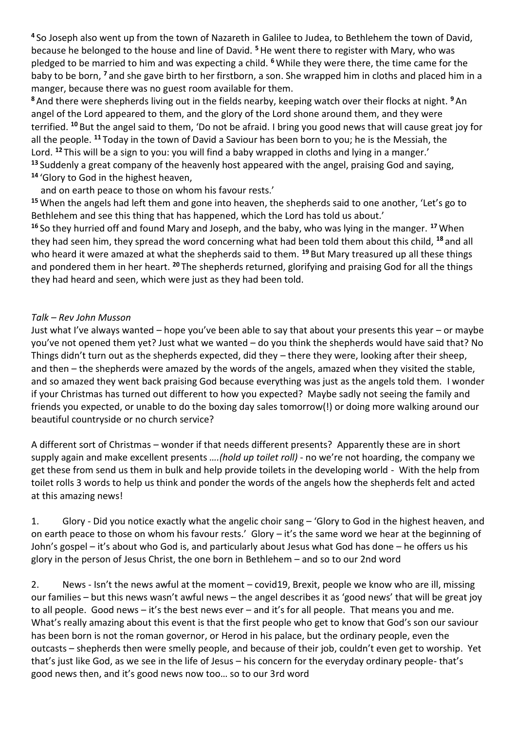[4] So Joseph also went up from the town of Nazareth in Galilee to Judea, to Bethlehem the town of David, because he belonged to the house and line of David. [5] He went there to register with Mary, who was pledged to be married to him and was expecting a child. [6] While they were there, the time came for the baby to be born, [7] and she gave birth to her firstborn, a son. She wrapped him in cloths and placed him in a manger, because there was no guest room available for them.

[8] And there were shepherds living out in the fields nearby, keeping watch over their flocks at night. [9] An angel of the Lord appeared to them, and the glory of the Lord shone around them, and they were terrified. [10] But the angel said to them, 'Do not be afraid. I bring you good news that will cause great joy for all the people. [11] Today in the town of David a Saviour has been born to you; he is the Messiah, the Lord. [12] This will be a sign to you: you will find a baby wrapped in cloths and lying in a manger.'

[13] Suddenly a great company of the heavenly host appeared with the angel, praising God and saying,

[14] 'Glory to God in the highest heaven,
and on earth peace to those on whom his favour rests.'

[15] When the angels had left them and gone into heaven, the shepherds said to one another, 'Let's go to Bethlehem and see this thing that has happened, which the Lord has told us about.'

[16] So they hurried off and found Mary and Joseph, and the baby, who was lying in the manger. [17] When they had seen him, they spread the word concerning what had been told them about this child, [18] and all who heard it were amazed at what the shepherds said to them. [19] But Mary treasured up all these things and pondered them in her heart. [20] The shepherds returned, glorifying and praising God for all the things they had heard and seen, which were just as they had been told.

*Talk – Rev John Musson*

Just what I've always wanted – hope you've been able to say that about your presents this year – or maybe you've not opened them yet? Just what we wanted – do you think the shepherds would have said that? No Things didn't turn out as the shepherds expected, did they – there they were, looking after their sheep, and then – the shepherds were amazed by the words of the angels, amazed when they visited the stable, and so amazed they went back praising God because everything was just as the angels told them. I wonder if your Christmas has turned out different to how you expected? Maybe sadly not seeing the family and friends you expected, or unable to do the boxing day sales tomorrow(!) or doing more walking around our beautiful countryside or no church service?

A different sort of Christmas – wonder if that needs different presents? Apparently these are in short supply again and make excellent presents ….*(hold up toilet roll)* - no we're not hoarding, the company we get these from send us them in bulk and help provide toilets in the developing world - With the help from toilet rolls 3 words to help us think and ponder the words of the angels how the shepherds felt and acted at this amazing news!

1. Glory - Did you notice exactly what the angelic choir sang – 'Glory to God in the highest heaven, and on earth peace to those on whom his favour rests.' Glory – it's the same word we hear at the beginning of John's gospel – it's about who God is, and particularly about Jesus what God has done – he offers us his glory in the person of Jesus Christ, the one born in Bethlehem – and so to our 2nd word

2. News - Isn't the news awful at the moment – covid19, Brexit, people we know who are ill, missing our families – but this news wasn't awful news – the angel describes it as 'good news' that will be great joy to all people. Good news – it's the best news ever – and it's for all people. That means you and me. What's really amazing about this event is that the first people who get to know that God's son our saviour has been born is not the roman governor, or Herod in his palace, but the ordinary people, even the outcasts – shepherds then were smelly people, and because of their job, couldn't even get to worship. Yet that's just like God, as we see in the life of Jesus – his concern for the everyday ordinary people- that's good news then, and it's good news now too… so to our 3rd word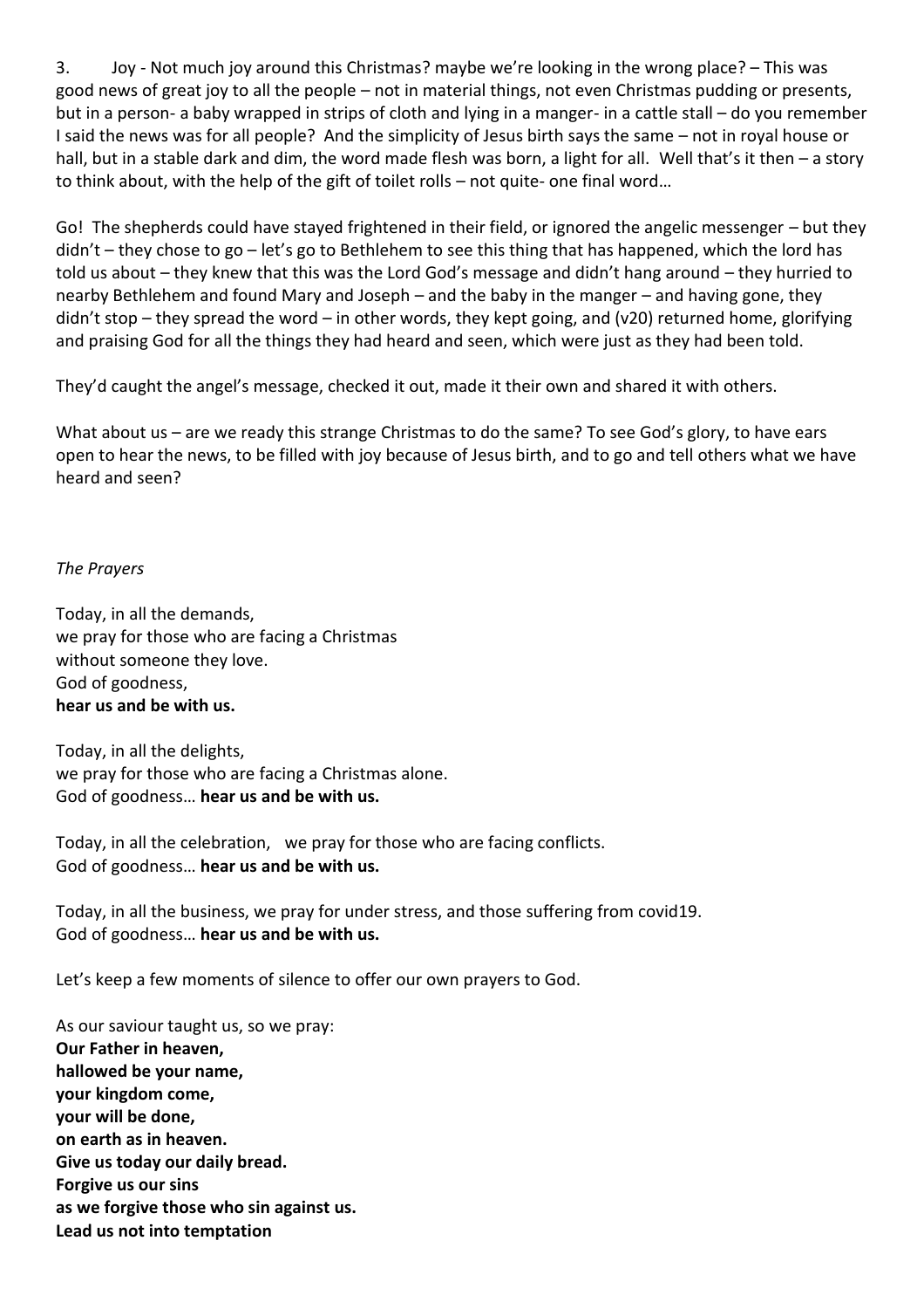3. Joy - Not much joy around this Christmas? maybe we're looking in the wrong place? – This was good news of great joy to all the people – not in material things, not even Christmas pudding or presents, but in a person- a baby wrapped in strips of cloth and lying in a manger- in a cattle stall – do you remember I said the news was for all people? And the simplicity of Jesus birth says the same – not in royal house or hall, but in a stable dark and dim, the word made flesh was born, a light for all. Well that's it then – a story to think about, with the help of the gift of toilet rolls – not quite- one final word…

Go! The shepherds could have stayed frightened in their field, or ignored the angelic messenger – but they didn't – they chose to go – let's go to Bethlehem to see this thing that has happened, which the lord has told us about – they knew that this was the Lord God's message and didn't hang around – they hurried to nearby Bethlehem and found Mary and Joseph – and the baby in the manger – and having gone, they didn't stop – they spread the word – in other words, they kept going, and (v20) returned home, glorifying and praising God for all the things they had heard and seen, which were just as they had been told.

They'd caught the angel's message, checked it out, made it their own and shared it with others.

What about us – are we ready this strange Christmas to do the same? To see God's glory, to have ears open to hear the news, to be filled with joy because of Jesus birth, and to go and tell others what we have heard and seen?

*The Prayers*

Today, in all the demands,
we pray for those who are facing a Christmas
without someone they love.
God of goodness,
**hear us and be with us.**

Today, in all the delights,
we pray for those who are facing a Christmas alone.
God of goodness… **hear us and be with us.**

Today, in all the celebration, we pray for those who are facing conflicts.
God of goodness… **hear us and be with us.**

Today, in all the business, we pray for under stress, and those suffering from covid19.
God of goodness… **hear us and be with us.**

Let's keep a few moments of silence to offer our own prayers to God.

As our saviour taught us, so we pray:
**Our Father in heaven,**
**hallowed be your name,**
**your kingdom come,**
**your will be done,**
**on earth as in heaven.**
**Give us today our daily bread.**
**Forgive us our sins**
**as we forgive those who sin against us.**
**Lead us not into temptation**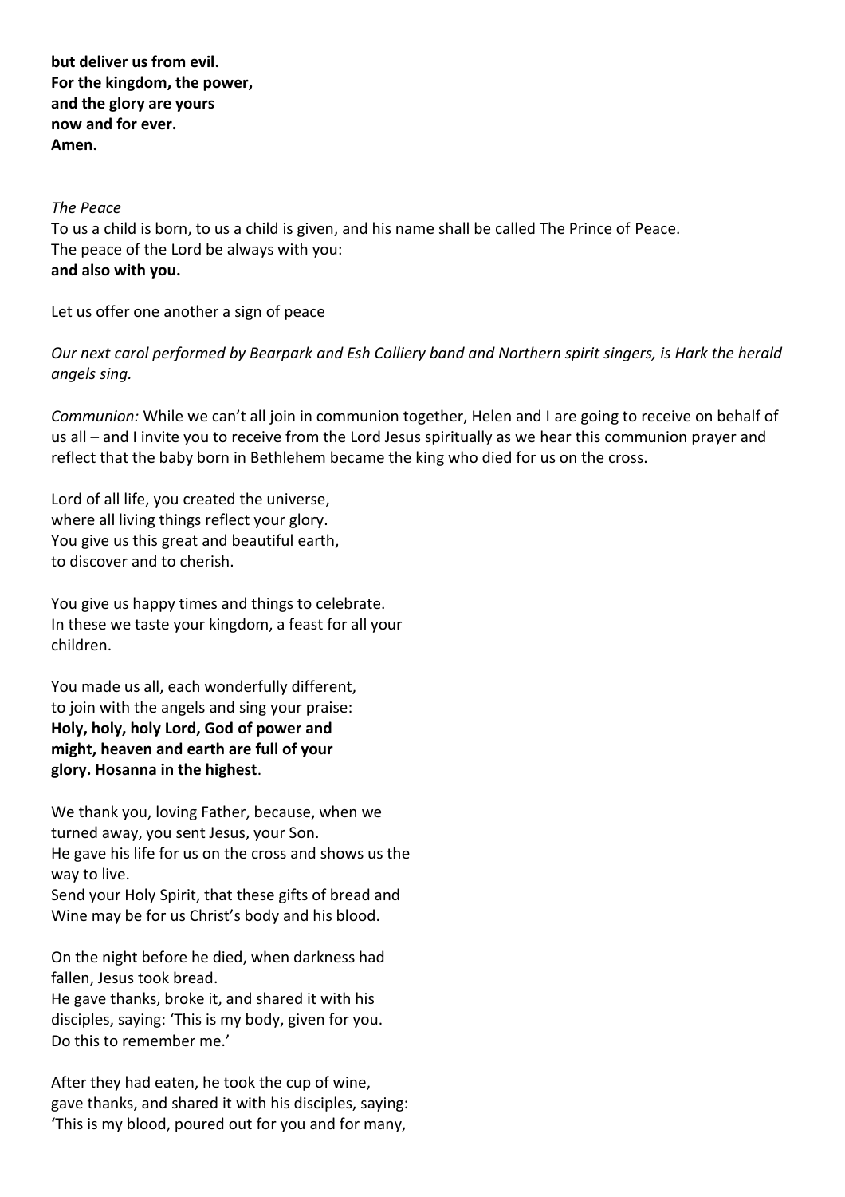**but deliver us from evil.**
**For the kingdom, the power,**
**and the glory are yours**
**now and for ever.**
**Amen.**

*The Peace*
To us a child is born, to us a child is given, and his name shall be called The Prince of Peace.
The peace of the Lord be always with you:
**and also with you.**

Let us offer one another a sign of peace

*Our next carol performed by Bearpark and Esh Colliery band and Northern spirit singers, is Hark the herald angels sing.*

*Communion:* While we can't all join in communion together, Helen and I are going to receive on behalf of us all – and I invite you to receive from the Lord Jesus spiritually as we hear this communion prayer and reflect that the baby born in Bethlehem became the king who died for us on the cross.

Lord of all life, you created the universe,
where all living things reflect your glory.
You give us this great and beautiful earth,
to discover and to cherish.

You give us happy times and things to celebrate.
In these we taste your kingdom, a feast for all your children.

You made us all, each wonderfully different,
to join with the angels and sing your praise:
**Holy, holy, holy Lord, God of power and might, heaven and earth are full of your glory. Hosanna in the highest**.

We thank you, loving Father, because, when we turned away, you sent Jesus, your Son.
He gave his life for us on the cross and shows us the way to live.
Send your Holy Spirit, that these gifts of bread and Wine may be for us Christ's body and his blood.

On the night before he died, when darkness had fallen, Jesus took bread.
He gave thanks, broke it, and shared it with his disciples, saying: 'This is my body, given for you.
Do this to remember me.'

After they had eaten, he took the cup of wine,
gave thanks, and shared it with his disciples, saying:
'This is my blood, poured out for you and for many,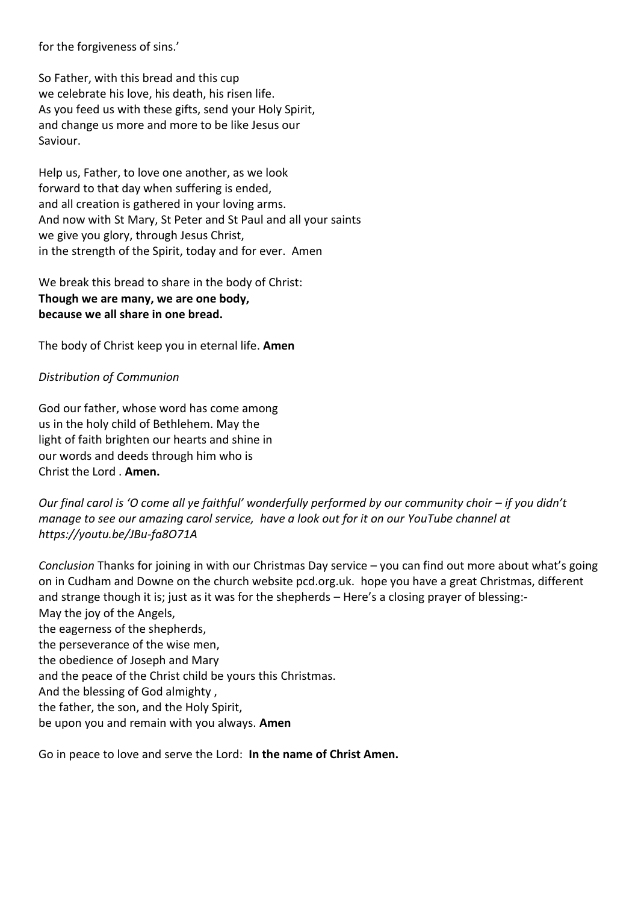for the forgiveness of sins.'

So Father, with this bread and this cup
we celebrate his love, his death, his risen life.
As you feed us with these gifts, send your Holy Spirit,
and change us more and more to be like Jesus our
Saviour.

Help us, Father, to love one another, as we look
forward to that day when suffering is ended,
and all creation is gathered in your loving arms.
And now with St Mary, St Peter and St Paul and all your saints
we give you glory, through Jesus Christ,
in the strength of the Spirit, today and for ever. Amen

We break this bread to share in the body of Christ:
**Though we are many, we are one body,**
**because we all share in one bread.**

The body of Christ keep you in eternal life. **Amen**

*Distribution of Communion*

God our father, whose word has come among
us in the holy child of Bethlehem. May the
light of faith brighten our hearts and shine in
our words and deeds through him who is
Christ the Lord . **Amen.**

*Our final carol is 'O come all ye faithful' wonderfully performed by our community choir – if you didn't manage to see our amazing carol service, have a look out for it on our YouTube channel at https://youtu.be/JBu-fa8O71A*

*Conclusion* Thanks for joining in with our Christmas Day service – you can find out more about what's going on in Cudham and Downe on the church website pcd.org.uk. hope you have a great Christmas, different and strange though it is; just as it was for the shepherds – Here's a closing prayer of blessing:-
May the joy of the Angels,
the eagerness of the shepherds,
the perseverance of the wise men,
the obedience of Joseph and Mary
and the peace of the Christ child be yours this Christmas.
And the blessing of God almighty ,
the father, the son, and the Holy Spirit,
be upon you and remain with you always. **Amen**

Go in peace to love and serve the Lord: **In the name of Christ Amen.**